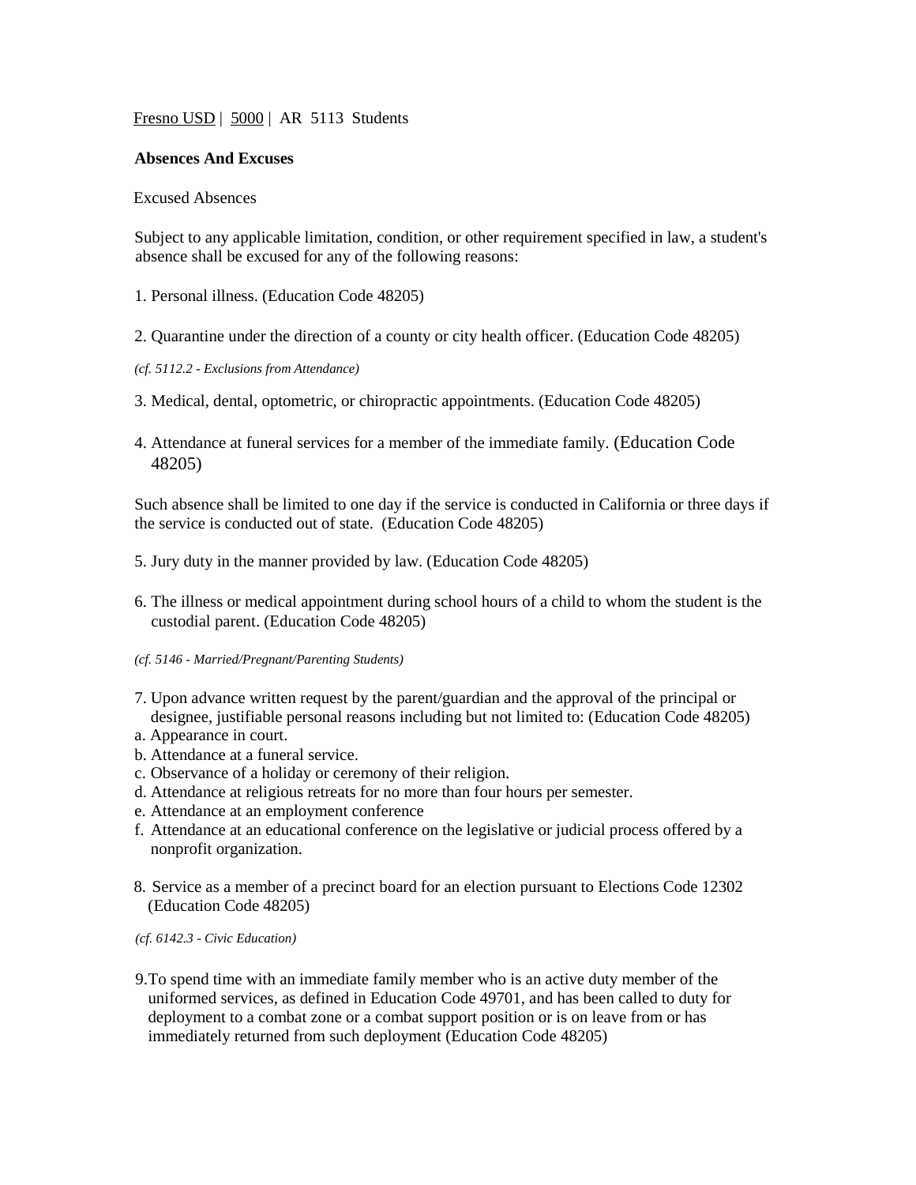Fresno USD | 5000 | AR 5113 Students

**Absences And Excuses**

Excused Absences

Subject to any applicable limitation, condition, or other requirement specified in law, a student's absence shall be excused for any of the following reasons:

1. Personal illness. (Education Code 48205)

2. Quarantine under the direction of a county or city health officer. (Education Code 48205)

*(cf. 5112.2 - Exclusions from Attendance)*

3. Medical, dental, optometric, or chiropractic appointments. (Education Code 48205)

4. Attendance at funeral services for a member of the immediate family. (Education Code 48205)

Such absence shall be limited to one day if the service is conducted in California or three days if the service is conducted out of state. (Education Code 48205)

5. Jury duty in the manner provided by law. (Education Code 48205)

6. The illness or medical appointment during school hours of a child to whom the student is the custodial parent. (Education Code 48205)

*(cf. 5146 - Married/Pregnant/Parenting Students)*

7. Upon advance written request by the parent/guardian and the approval of the principal or designee, justifiable personal reasons including but not limited to: (Education Code 48205)
   a. Appearance in court.
   b. Attendance at a funeral service.
   c. Observance of a holiday or ceremony of their religion.
   d. Attendance at religious retreats for no more than four hours per semester.
   e. Attendance at an employment conference
   f. Attendance at an educational conference on the legislative or judicial process offered by a nonprofit organization.

8. Service as a member of a precinct board for an election pursuant to Elections Code 12302 (Education Code 48205)

*(cf. 6142.3 - Civic Education)*

9. To spend time with an immediate family member who is an active duty member of the uniformed services, as defined in Education Code 49701, and has been called to duty for deployment to a combat zone or a combat support position or is on leave from or has immediately returned from such deployment (Education Code 48205)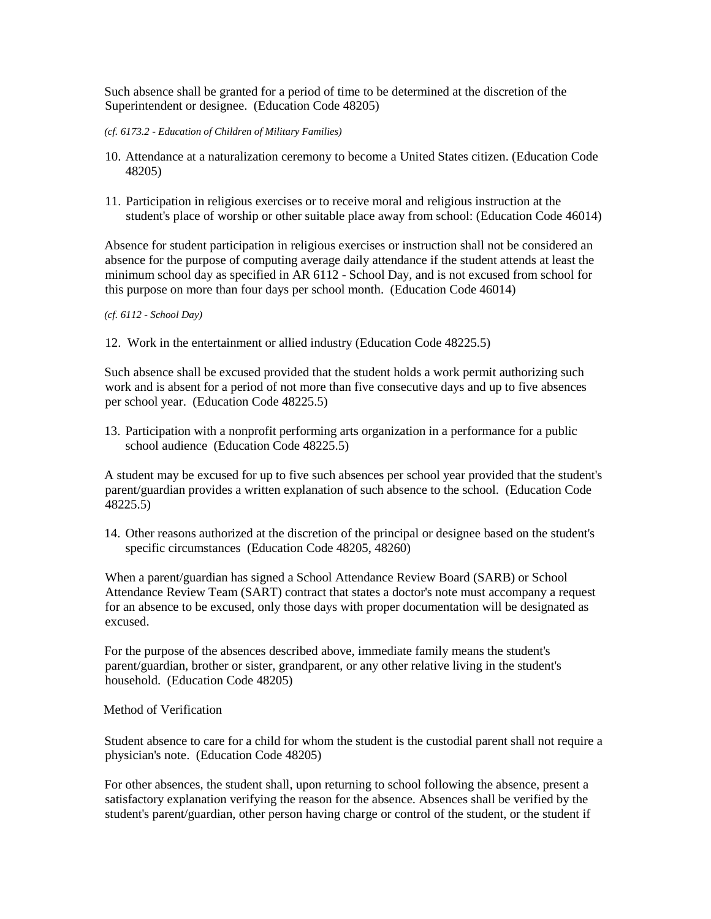Such absence shall be granted for a period of time to be determined at the discretion of the Superintendent or designee. (Education Code 48205)

*(cf. 6173.2 - Education of Children of Military Families)*

10. Attendance at a naturalization ceremony to become a United States citizen. (Education Code 48205)

11. Participation in religious exercises or to receive moral and religious instruction at the student's place of worship or other suitable place away from school: (Education Code 46014)

Absence for student participation in religious exercises or instruction shall not be considered an absence for the purpose of computing average daily attendance if the student attends at least the minimum school day as specified in AR 6112 - School Day, and is not excused from school for this purpose on more than four days per school month. (Education Code 46014)

*(cf. 6112 - School Day)*

12. Work in the entertainment or allied industry (Education Code 48225.5)

Such absence shall be excused provided that the student holds a work permit authorizing such work and is absent for a period of not more than five consecutive days and up to five absences per school year. (Education Code 48225.5)

13. Participation with a nonprofit performing arts organization in a performance for a public school audience (Education Code 48225.5)

A student may be excused for up to five such absences per school year provided that the student's parent/guardian provides a written explanation of such absence to the school. (Education Code 48225.5)

14. Other reasons authorized at the discretion of the principal or designee based on the student's specific circumstances (Education Code 48205, 48260)

When a parent/guardian has signed a School Attendance Review Board (SARB) or School Attendance Review Team (SART) contract that states a doctor's note must accompany a request for an absence to be excused, only those days with proper documentation will be designated as excused.

For the purpose of the absences described above, immediate family means the student's parent/guardian, brother or sister, grandparent, or any other relative living in the student's household. (Education Code 48205)

Method of Verification

Student absence to care for a child for whom the student is the custodial parent shall not require a physician's note. (Education Code 48205)

For other absences, the student shall, upon returning to school following the absence, present a satisfactory explanation verifying the reason for the absence. Absences shall be verified by the student's parent/guardian, other person having charge or control of the student, or the student if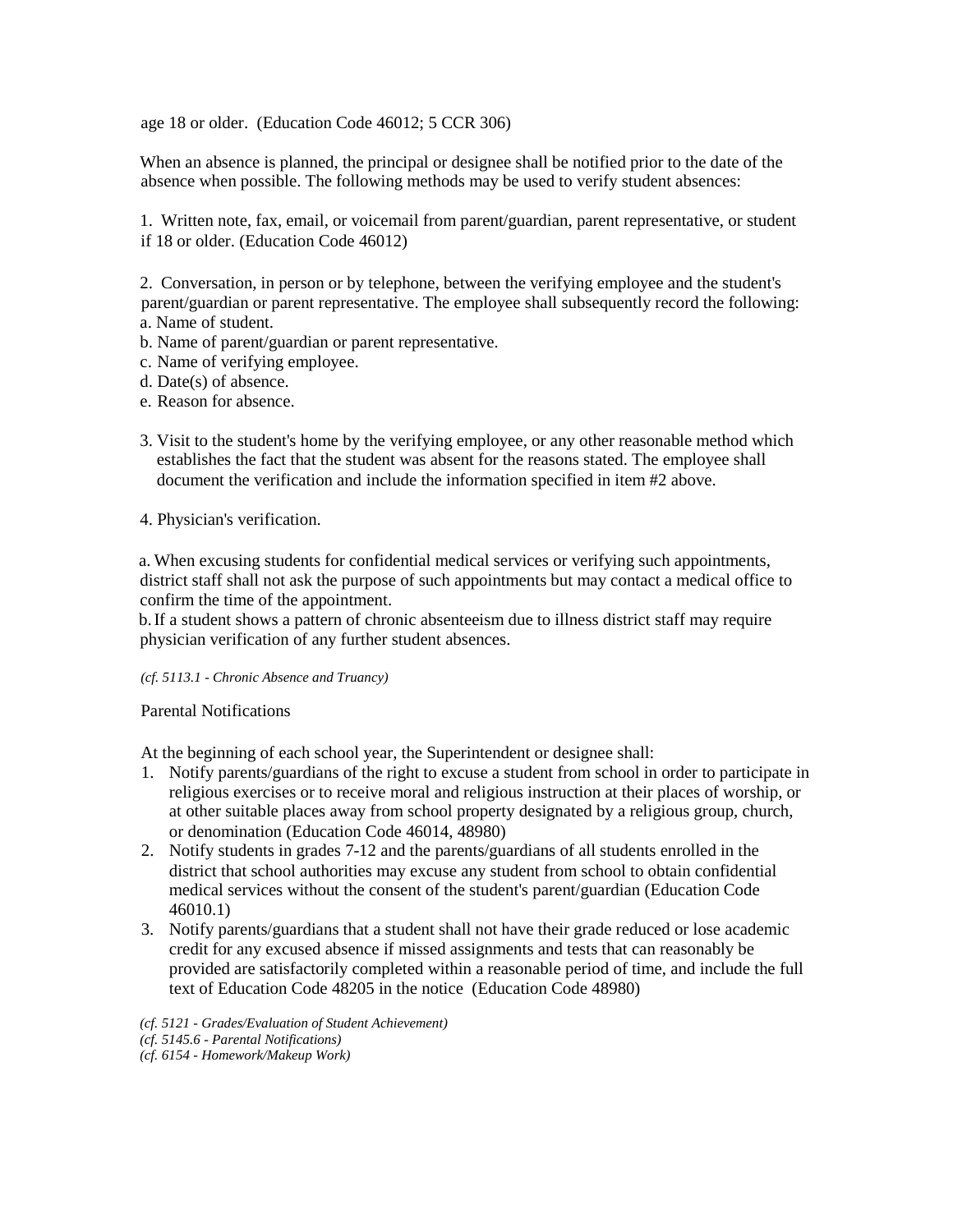age 18 or older. (Education Code 46012; 5 CCR 306)

When an absence is planned, the principal or designee shall be notified prior to the date of the absence when possible. The following methods may be used to verify student absences:

1. Written note, fax, email, or voicemail from parent/guardian, parent representative, or student if 18 or older. (Education Code 46012)

2. Conversation, in person or by telephone, between the verifying employee and the student's parent/guardian or parent representative. The employee shall subsequently record the following:
   a. Name of student.
   b. Name of parent/guardian or parent representative.
   c. Name of verifying employee.
   d. Date(s) of absence.
   e. Reason for absence.

3. Visit to the student's home by the verifying employee, or any other reasonable method which establishes the fact that the student was absent for the reasons stated. The employee shall document the verification and include the information specified in item #2 above.

4. Physician's verification.

   a. When excusing students for confidential medical services or verifying such appointments, district staff shall not ask the purpose of such appointments but may contact a medical office to confirm the time of the appointment.
   b. If a student shows a pattern of chronic absenteeism due to illness district staff may require physician verification of any further student absences.

*(cf. 5113.1 - Chronic Absence and Truancy)*

Parental Notifications

At the beginning of each school year, the Superintendent or designee shall:

1. Notify parents/guardians of the right to excuse a student from school in order to participate in religious exercises or to receive moral and religious instruction at their places of worship, or at other suitable places away from school property designated by a religious group, church, or denomination (Education Code 46014, 48980)
2. Notify students in grades 7-12 and the parents/guardians of all students enrolled in the district that school authorities may excuse any student from school to obtain confidential medical services without the consent of the student's parent/guardian (Education Code 46010.1)
3. Notify parents/guardians that a student shall not have their grade reduced or lose academic credit for any excused absence if missed assignments and tests that can reasonably be provided are satisfactorily completed within a reasonable period of time, and include the full text of Education Code 48205 in the notice (Education Code 48980)

*(cf. 5121 - Grades/Evaluation of Student Achievement)*
*(cf. 5145.6 - Parental Notifications)*
*(cf. 6154 - Homework/Makeup Work)*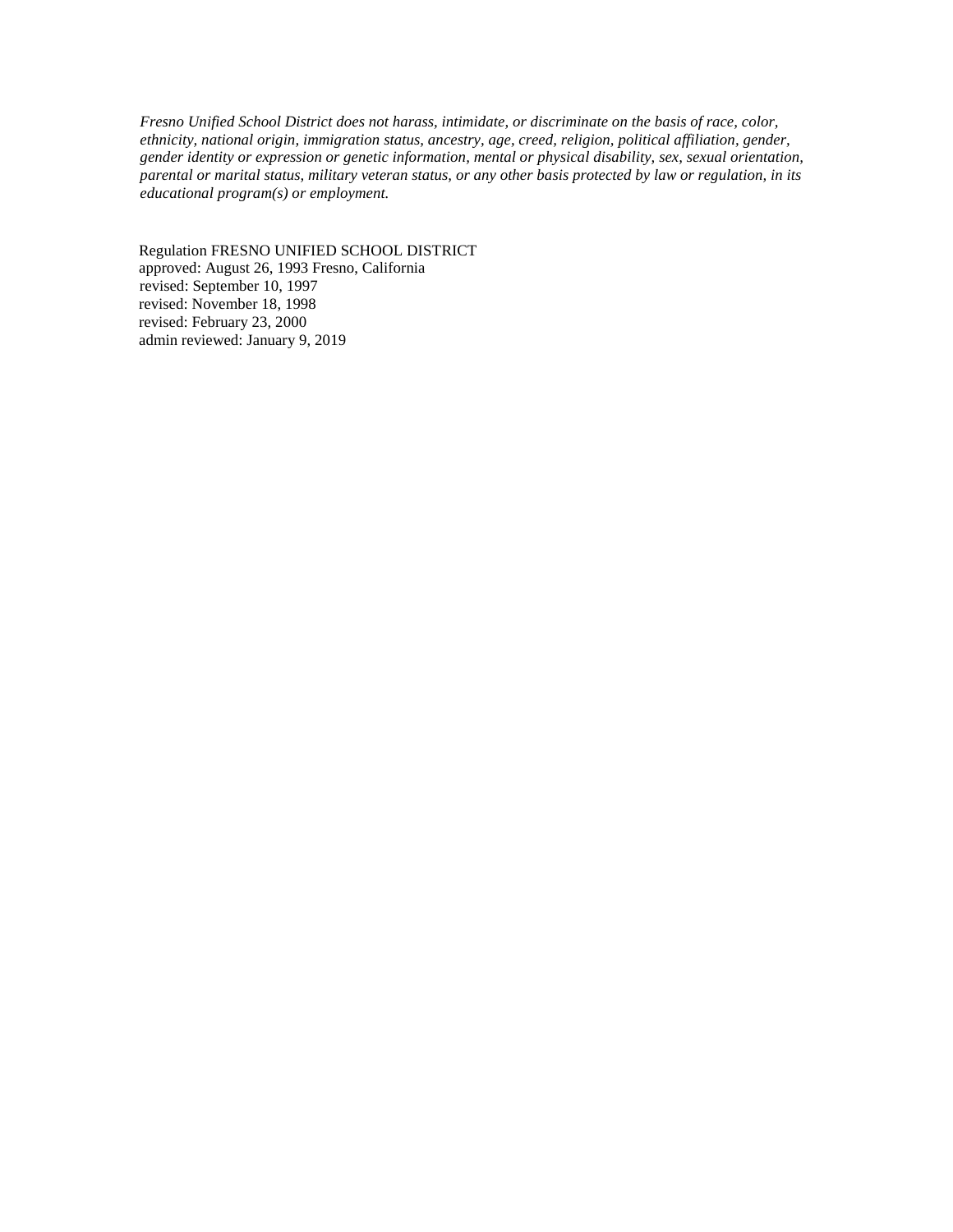*Fresno Unified School District does not harass, intimidate, or discriminate on the basis of race, color, ethnicity, national origin, immigration status, ancestry, age, creed, religion, political affiliation, gender, gender identity or expression or genetic information, mental or physical disability, sex, sexual orientation, parental or marital status, military veteran status, or any other basis protected by law or regulation, in its educational program(s) or employment.*

Regulation FRESNO UNIFIED SCHOOL DISTRICT
approved: August 26, 1993 Fresno, California
revised: September 10, 1997
revised: November 18, 1998
revised: February 23, 2000
admin reviewed: January 9, 2019